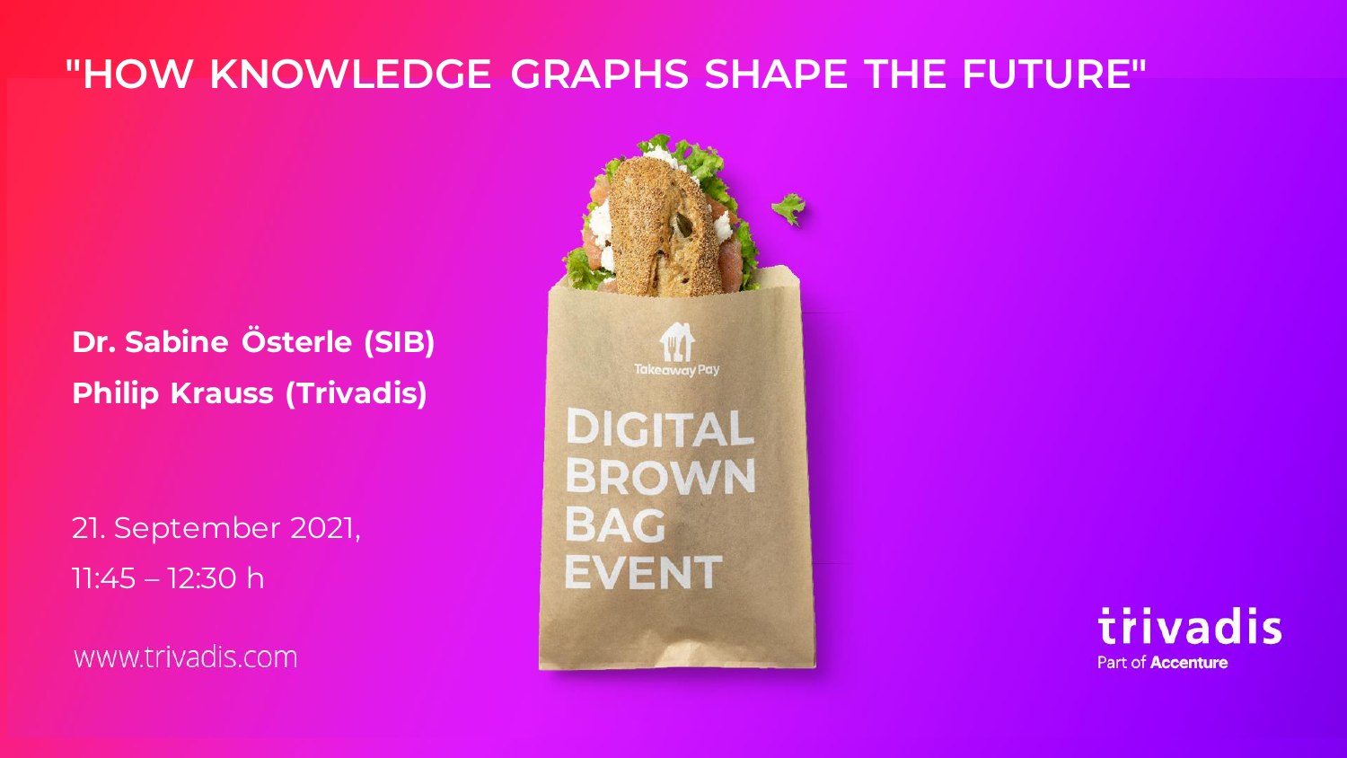# "HOW KNOWLEDGE GRAPHS SHAPE THE FUTURE"

**Dr. Sabine Österle (SIB)**

**Philip Krauss (Trivadis)**

21. September 2021,

11:45 – 12:30 h

www.trivadis.com

Takeaway Pay

DIGITAL BROWN BAG EVENT

trivadis

Part of **Accenture**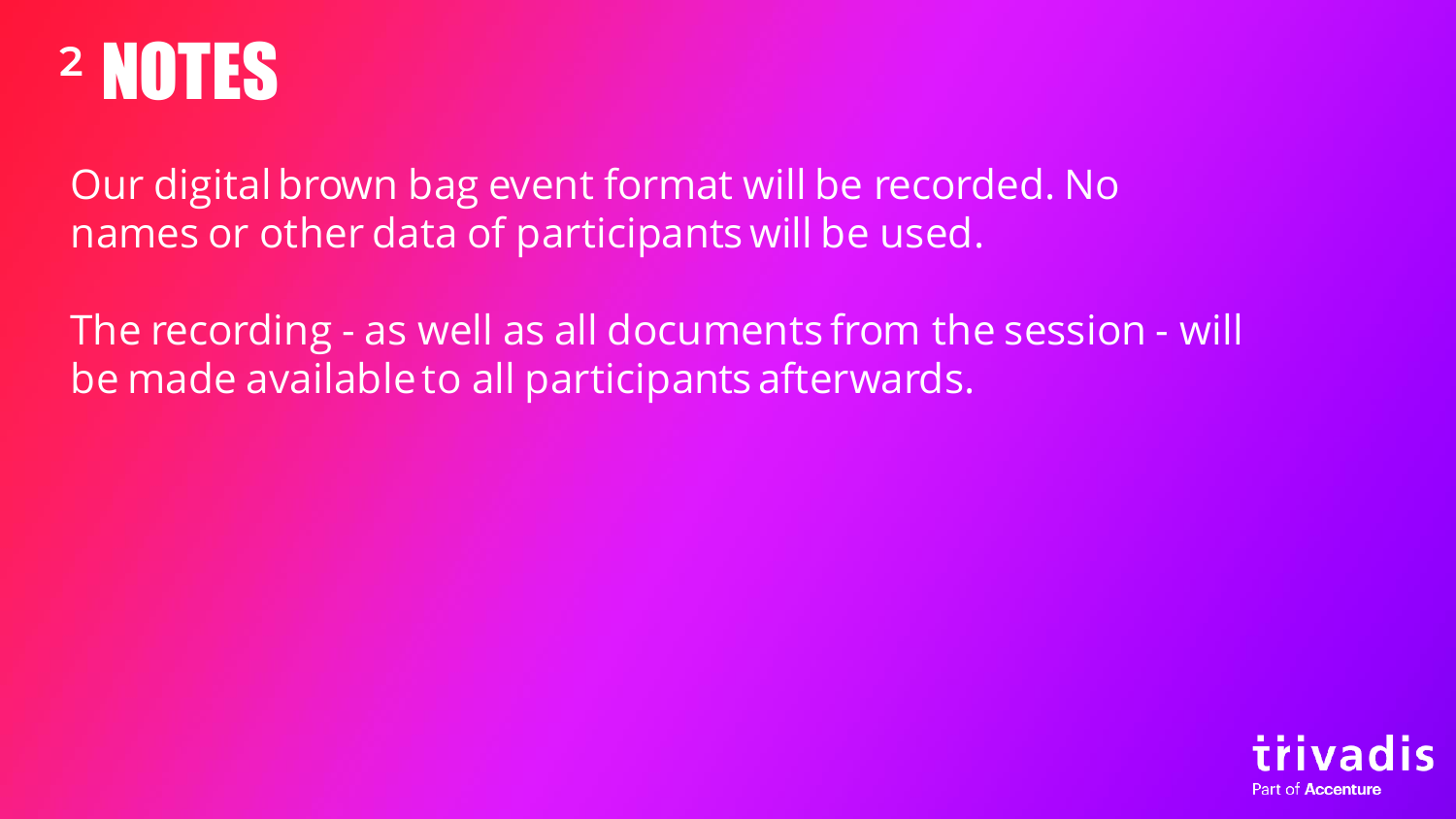# 2 NOTES

Our digital brown bag event format will be recorded. No names or other data of participants will be used.

The recording - as well as all documents from the session - will be made available to all participants afterwards.

trivadis
Part of Accenture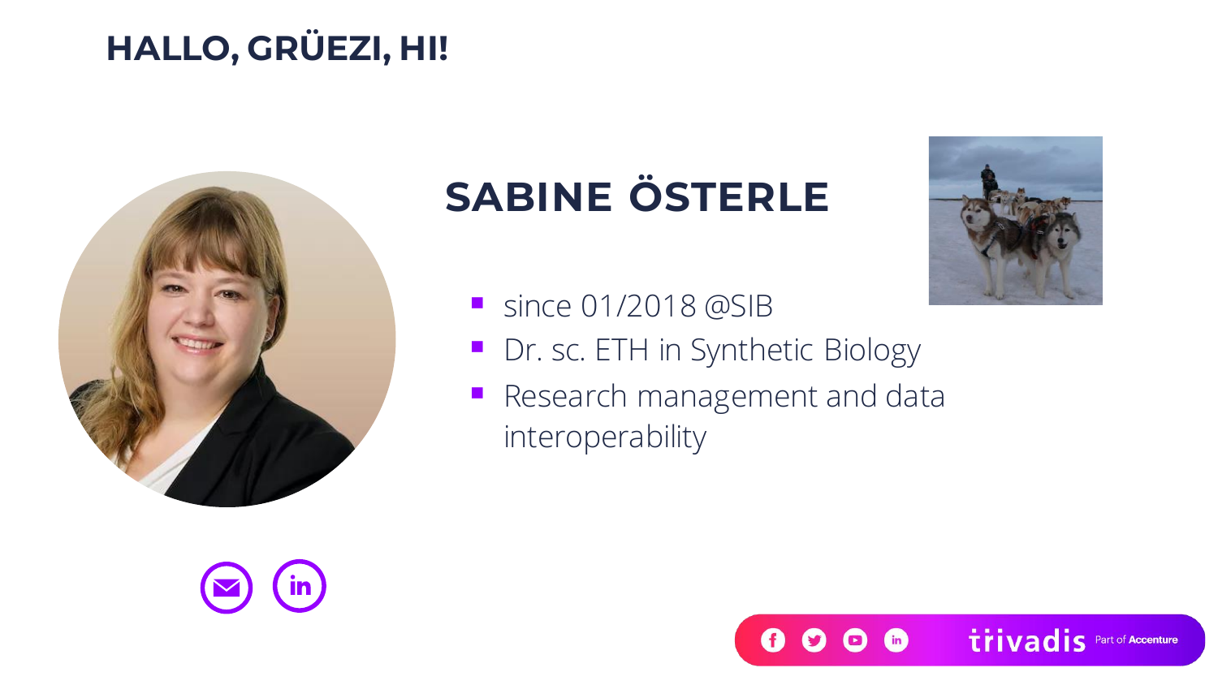# HALLO, GRÜEZI, HI!

## SABINE ÖSTERLE

- since 01/2018 @SIB
- Dr. sc. ETH in Synthetic Biology
- Research management and data interoperability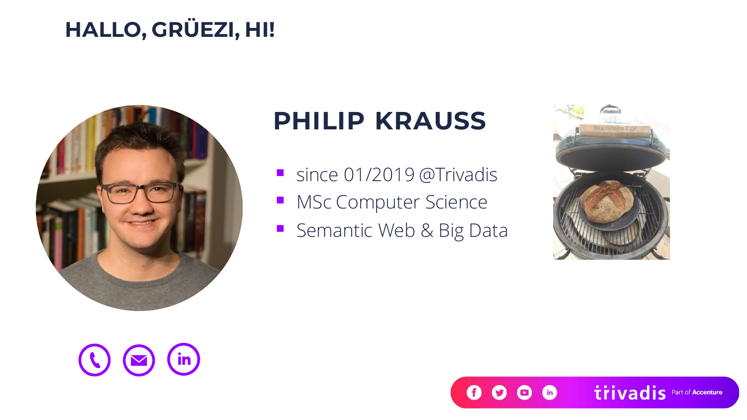# HALLO, GRÜEZI, HI!

## PHILIP KRAUSS

- since 01/2019 @Trivadis
- MSc Computer Science
- Semantic Web & Big Data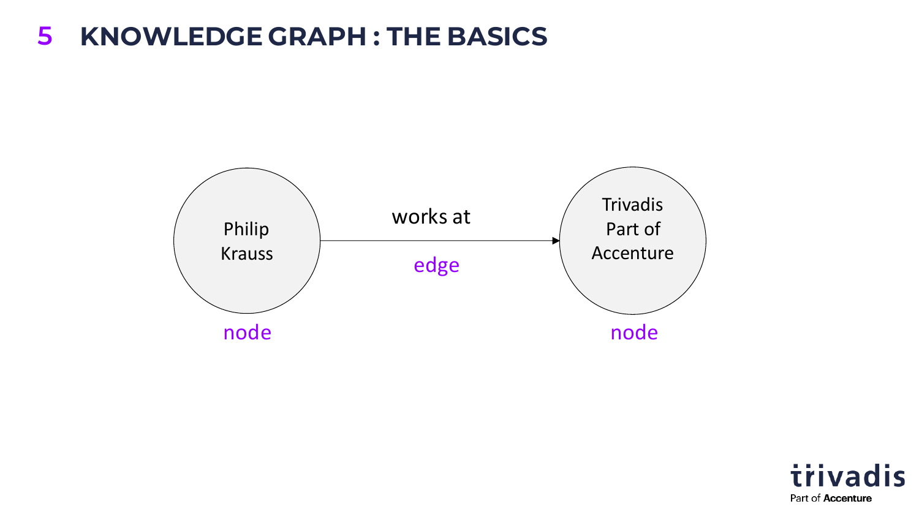# 5 KNOWLEDGE GRAPH : THE BASICS

Philip Krauss

node

works at

edge

Trivadis Part of Accenture

node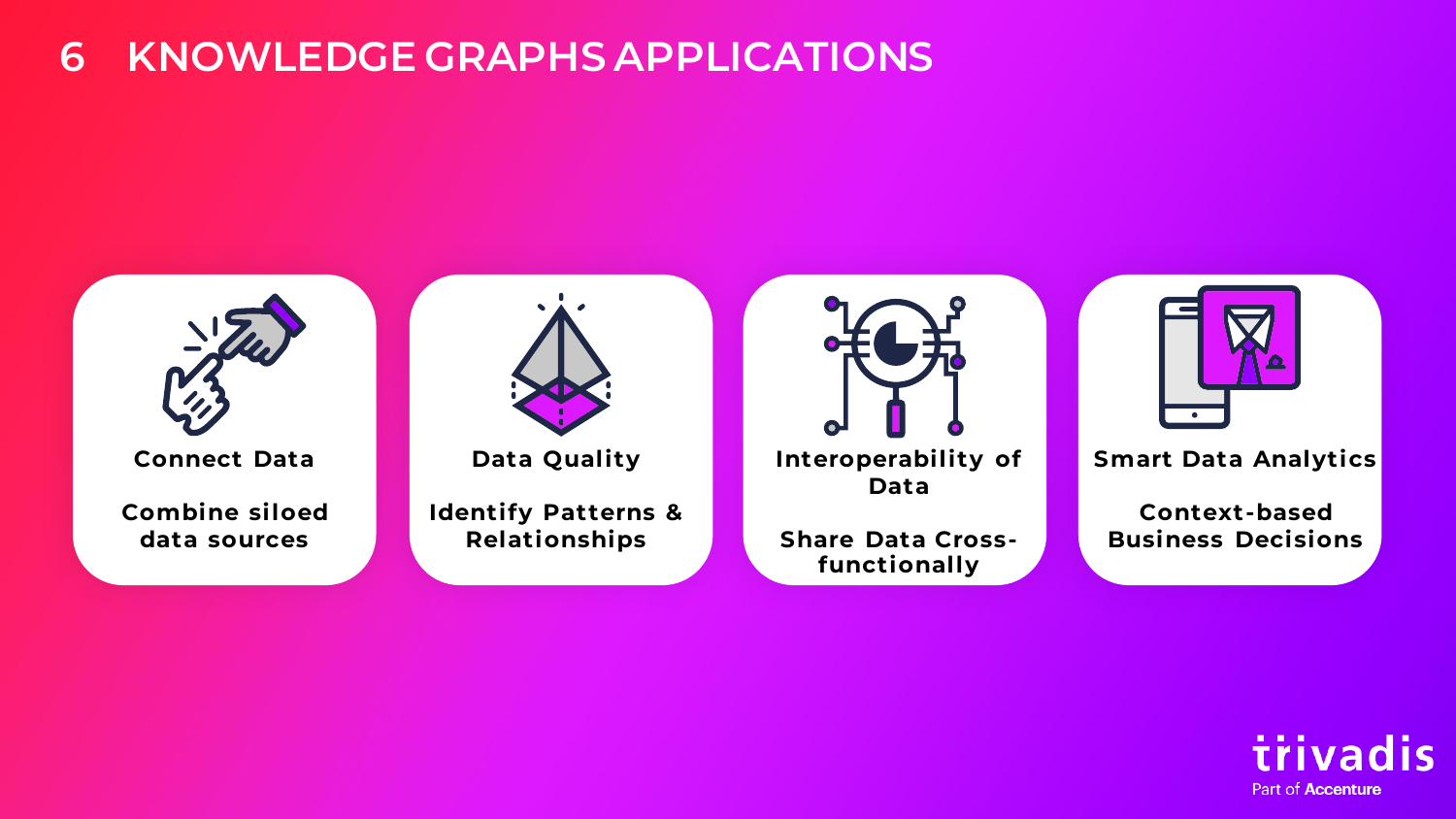# 6 KNOWLEDGE GRAPHS APPLICATIONS

**Connect Data**

**Combine siloed data sources**

**Data Quality**

**Identify Patterns & Relationships**

**Interoperability of Data**

**Share Data Cross-functionally**

**Smart Data Analytics**

**Context-based Business Decisions**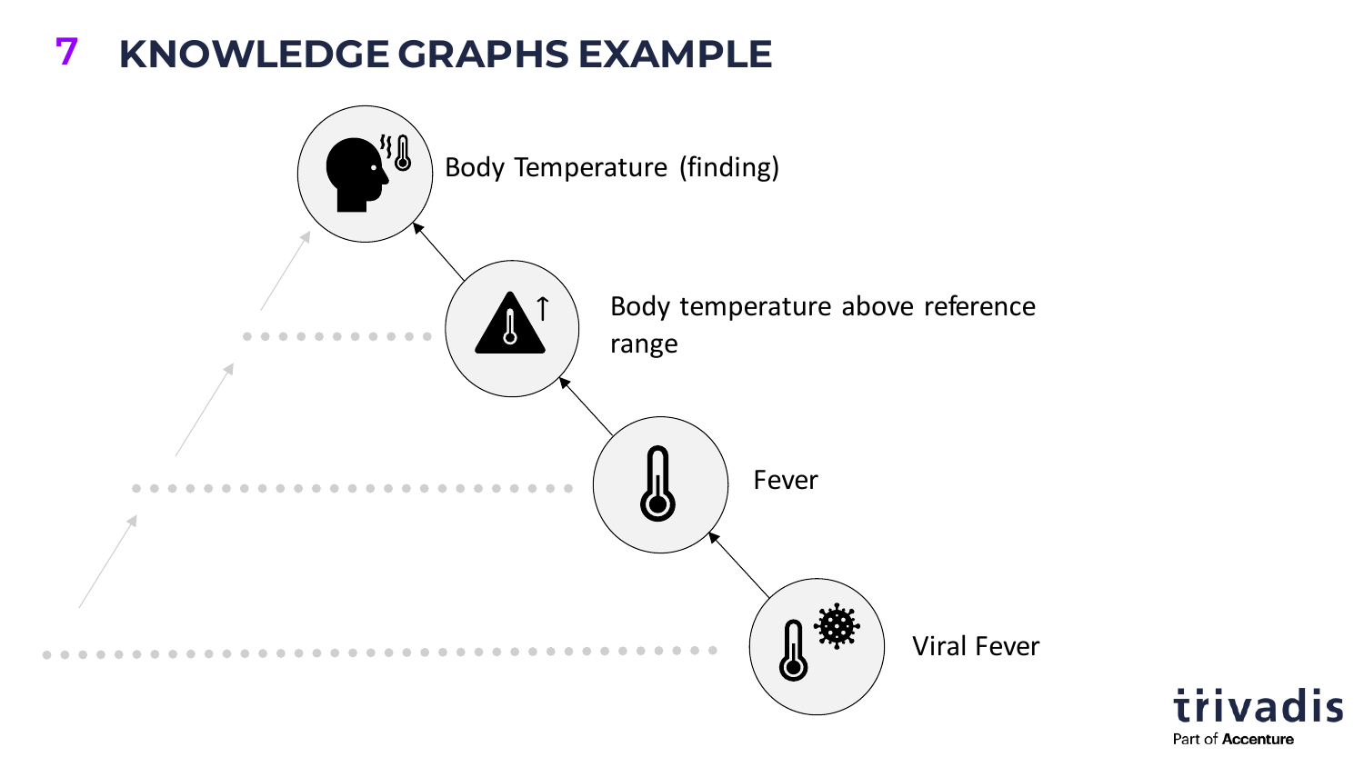# 7 KNOWLEDGE GRAPHS EXAMPLE

Body Temperature (finding)

Body temperature above reference range

Fever

Viral Fever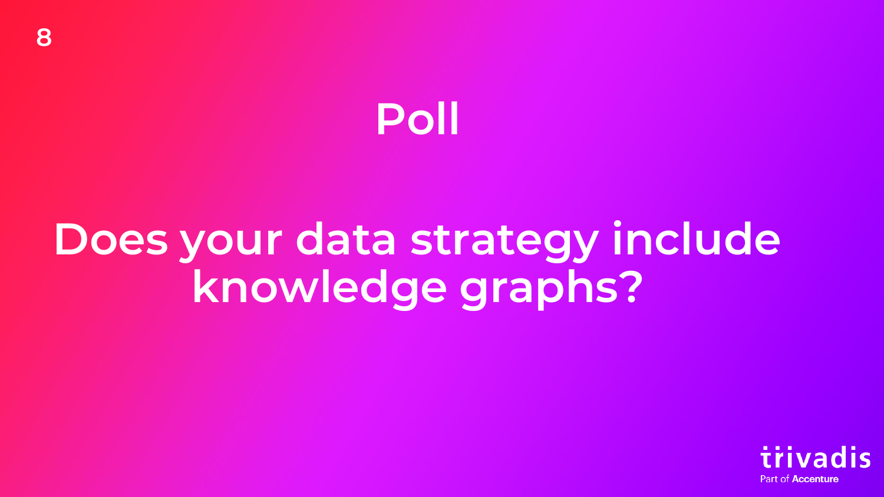# Poll

## Does your data strategy include knowledge graphs?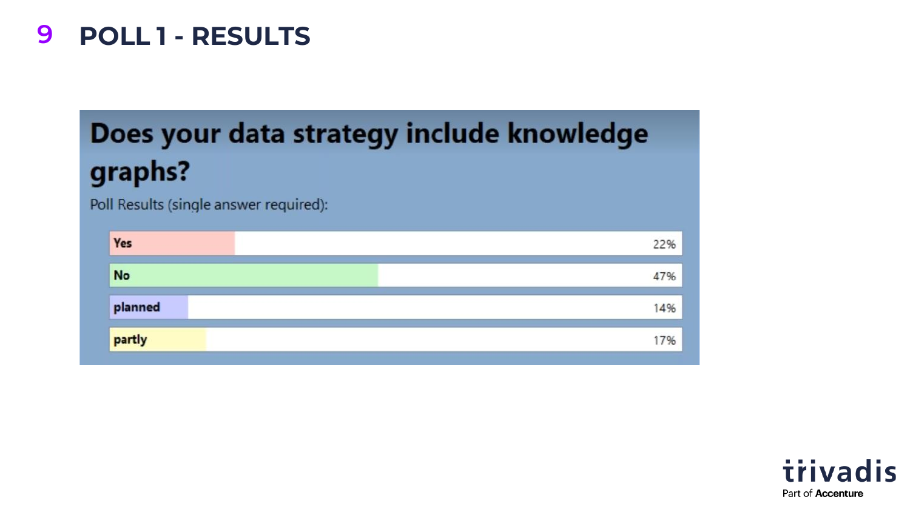# POLL 1 - RESULTS

## Does your data strategy include knowledge graphs?

Poll Results (single answer required):

| Answer | Percentage |
|---|---|
| Yes | 22% |
| No | 47% |
| planned | 14% |
| partly | 17% |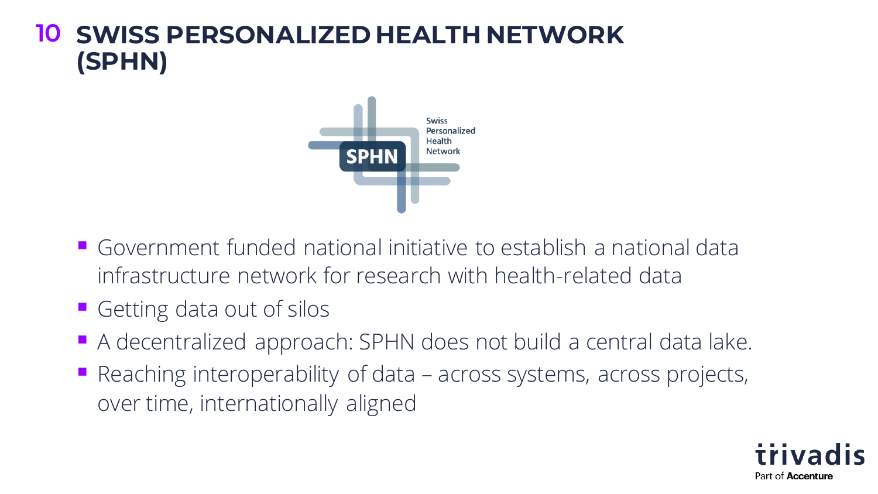# 10 SWISS PERSONALIZED HEALTH NETWORK (SPHN)

- Government funded national initiative to establish a national data infrastructure network for research with health-related data
- Getting data out of silos
- A decentralized approach: SPHN does not build a central data lake.
- Reaching interoperability of data – across systems, across projects, over time, internationally aligned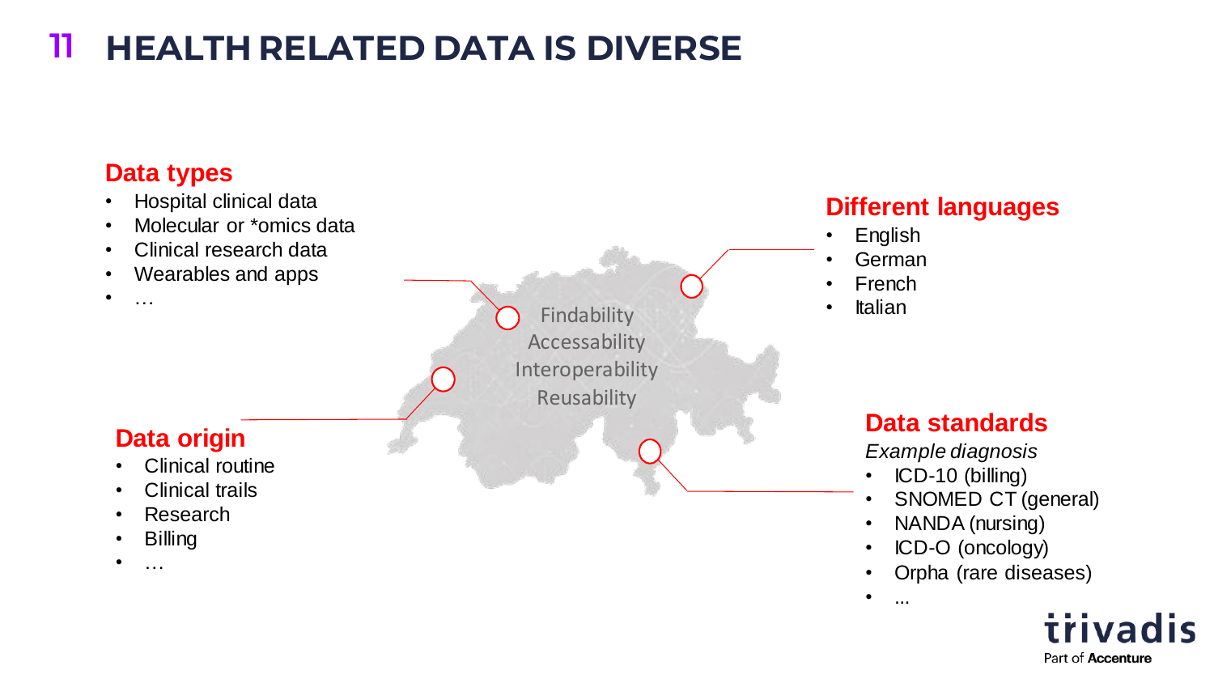# HEALTH RELATED DATA IS DIVERSE

## Data types

- Hospital clinical data
- Molecular or *omics data
- Clinical research data
- Wearables and apps
- …

## Different languages

- English
- German
- French
- Italian

Findability
Accessability
Interoperability
Reusability

## Data origin

- Clinical routine
- Clinical trails
- Research
- Billing
- …

## Data standards

*Example diagnosis*

- ICD-10 (billing)
- SNOMED CT (general)
- NANDA (nursing)
- ICD-O (oncology)
- Orpha (rare diseases)
- ...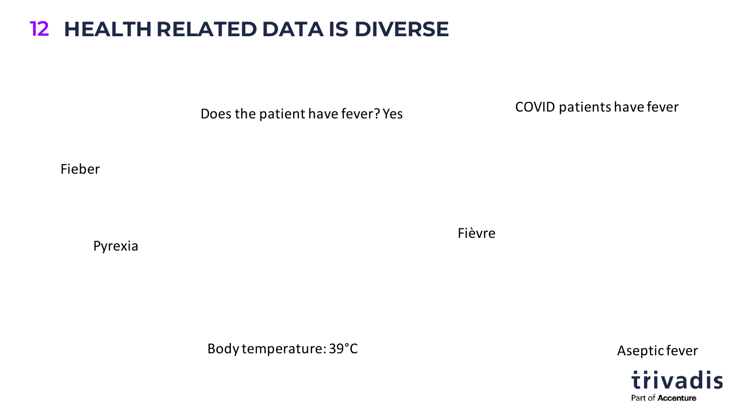# 12 HEALTH RELATED DATA IS DIVERSE

Does the patient have fever? Yes

COVID patients have fever

Fieber

Pyrexia

Fièvre

Body temperature: 39°C

Aseptic fever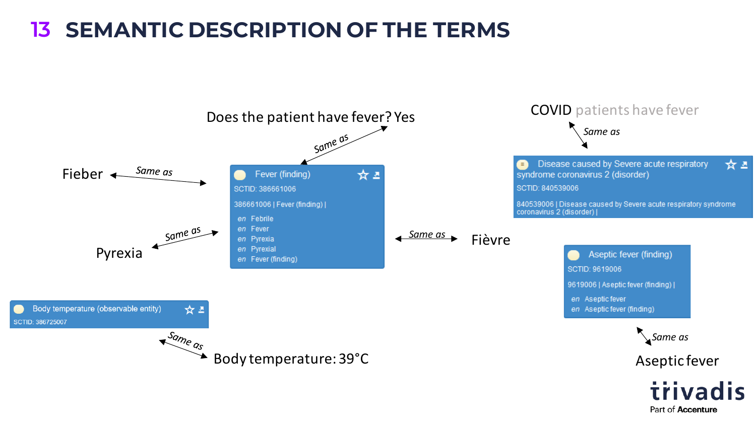# 13 SEMANTIC DESCRIPTION OF THE TERMS

Does the patient have fever? Yes

*Same as*

Fieber — *Same as*

**Fever (finding)**
SCTID: 386661006
386661006 | Fever (finding) |
en Febrile
en Fever
en Pyrexia
en Pyrexial
en Fever (finding)

Pyrexia — *Same as*

*Same as* — Fièvre

COVID patients have fever

*Same as*

**Disease caused by Severe acute respiratory syndrome coronavirus 2 (disorder)**
SCTID: 840539006
840539006 | Disease caused by Severe acute respiratory syndrome coronavirus 2 (disorder) |

**Aseptic fever (finding)**
SCTID: 9619006
9619006 | Aseptic fever (finding) |
en Aseptic fever
en Aseptic fever (finding)

*Same as*

Aseptic fever

**Body temperature (observable entity)**
SCTID: 386725007

*Same as*

Body temperature: 39°C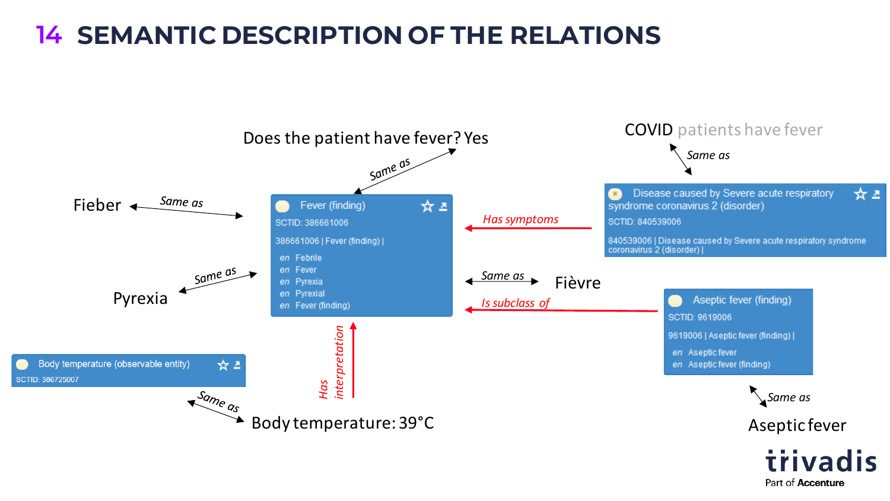# SEMANTIC DESCRIPTION OF THE RELATIONS

Does the patient have fever? Yes

*Same as*

COVID patients have fever

*Same as*

Fieber

*Same as*

Fever (finding)
SCTID: 386661006
386661006 | Fever (finding) |
en Febrile
en Fever
en Pyrexia
en Pyrexial
en Fever (finding)

*Has symptoms*

Disease caused by Severe acute respiratory syndrome coronavirus 2 (disorder)
SCTID: 840539006
840539006 | Disease caused by Severe acute respiratory syndrome coronavirus 2 (disorder) |

*Same as*

Pyrexia

*Same as*

Fièvre

*Is subclass of*

Aseptic fever (finding)
SCTID: 9619006
9619006 | Aseptic fever (finding) |
en Aseptic fever
en Aseptic fever (finding)

*Has interpretation*

Body temperature (observable entity)
SCTID: 386725007

*Same as*

Body temperature: 39°C

*Same as*

Aseptic fever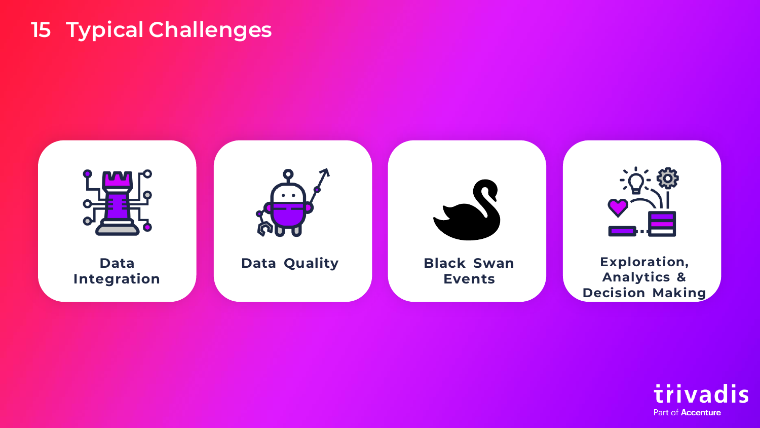# Typical Challenges

- Data Integration
- Data Quality
- Black Swan Events
- Exploration, Analytics & Decision Making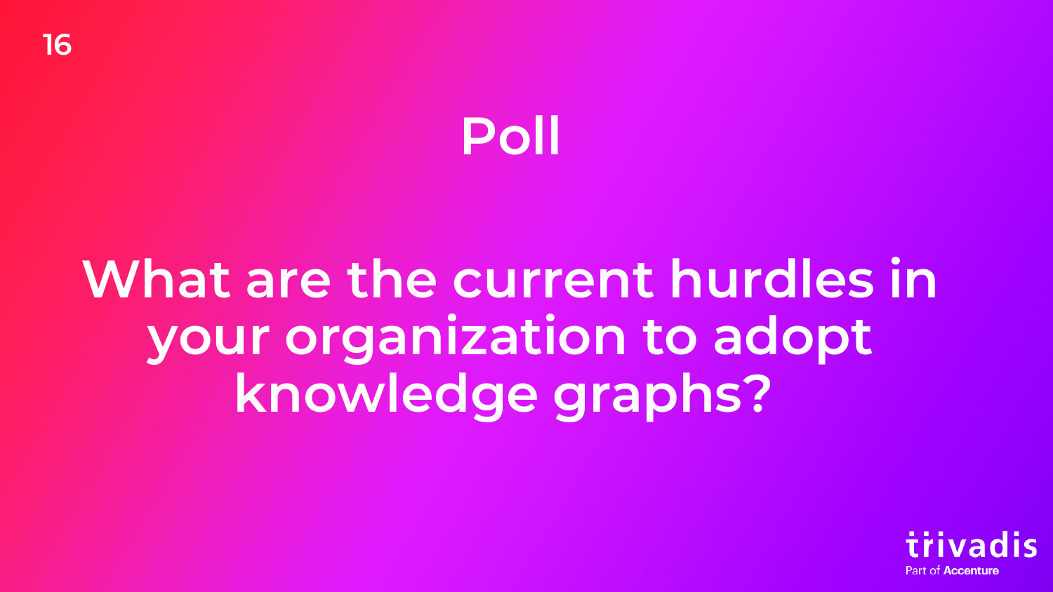# Poll

## What are the current hurdles in your organization to adopt knowledge graphs?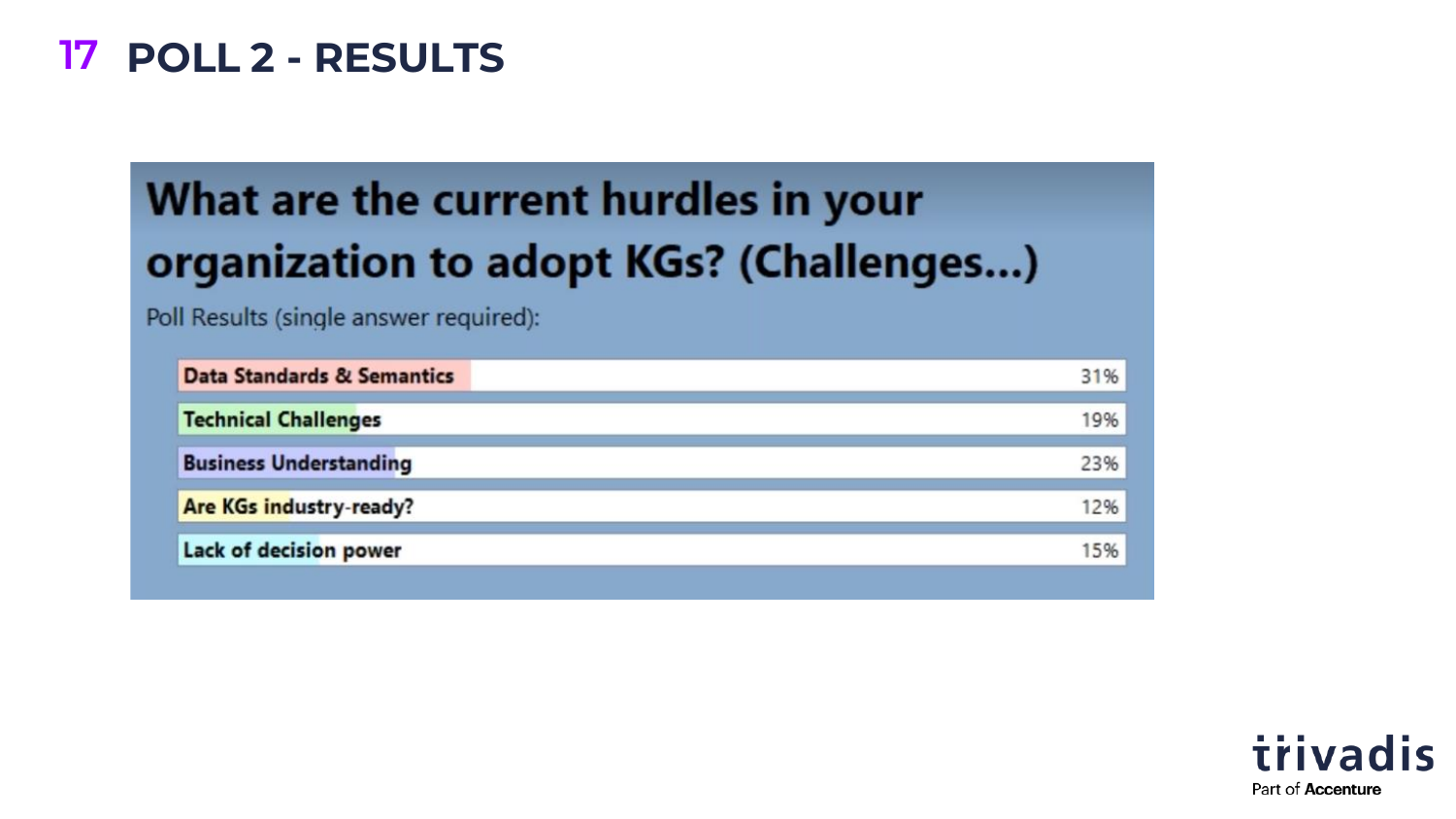# POLL 2 - RESULTS

## What are the current hurdles in your organization to adopt KGs? (Challenges...)

Poll Results (single answer required):

| Answer | Result |
| --- | --- |
| Data Standards & Semantics | 31% |
| Technical Challenges | 19% |
| Business Understanding | 23% |
| Are KGs industry-ready? | 12% |
| Lack of decision power | 15% |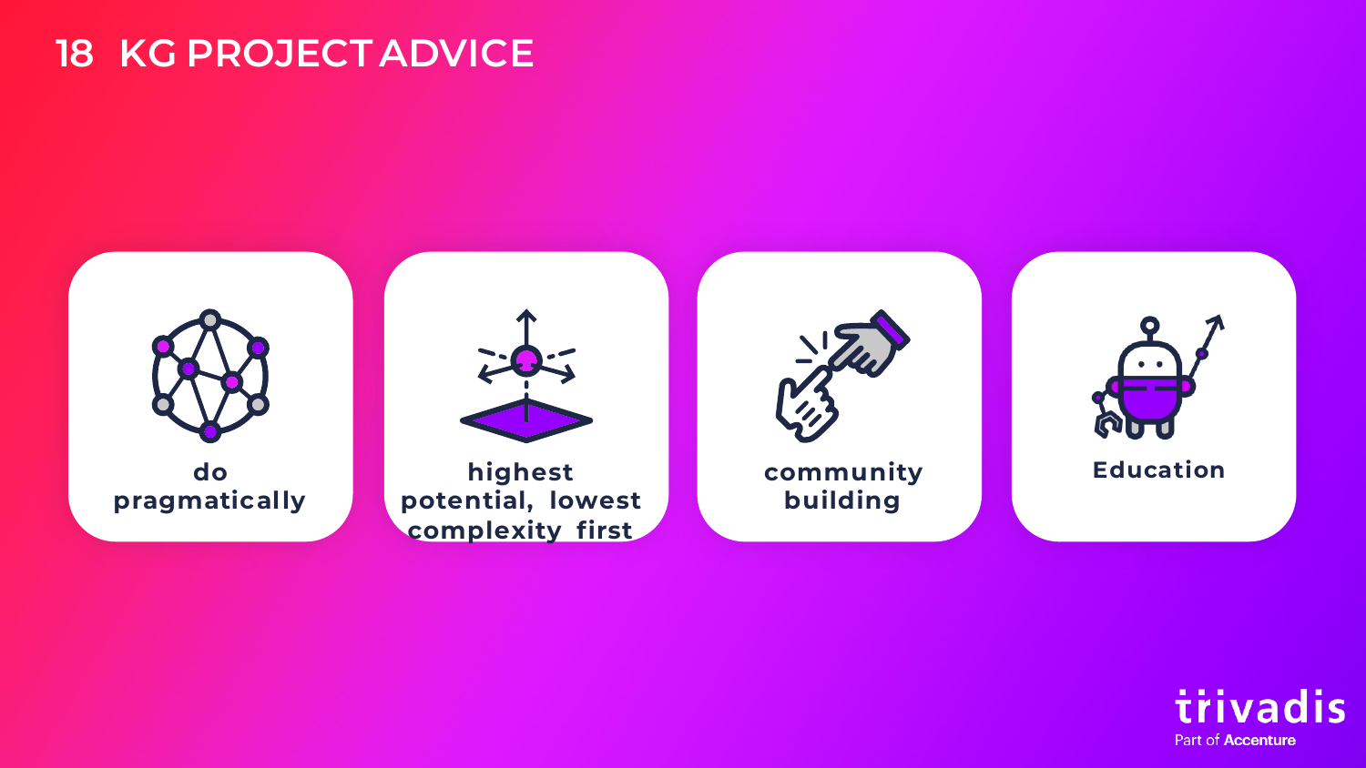# 18 KG PROJECT ADVICE

- do pragmatically
- highest potential, lowest complexity first
- community building
- Education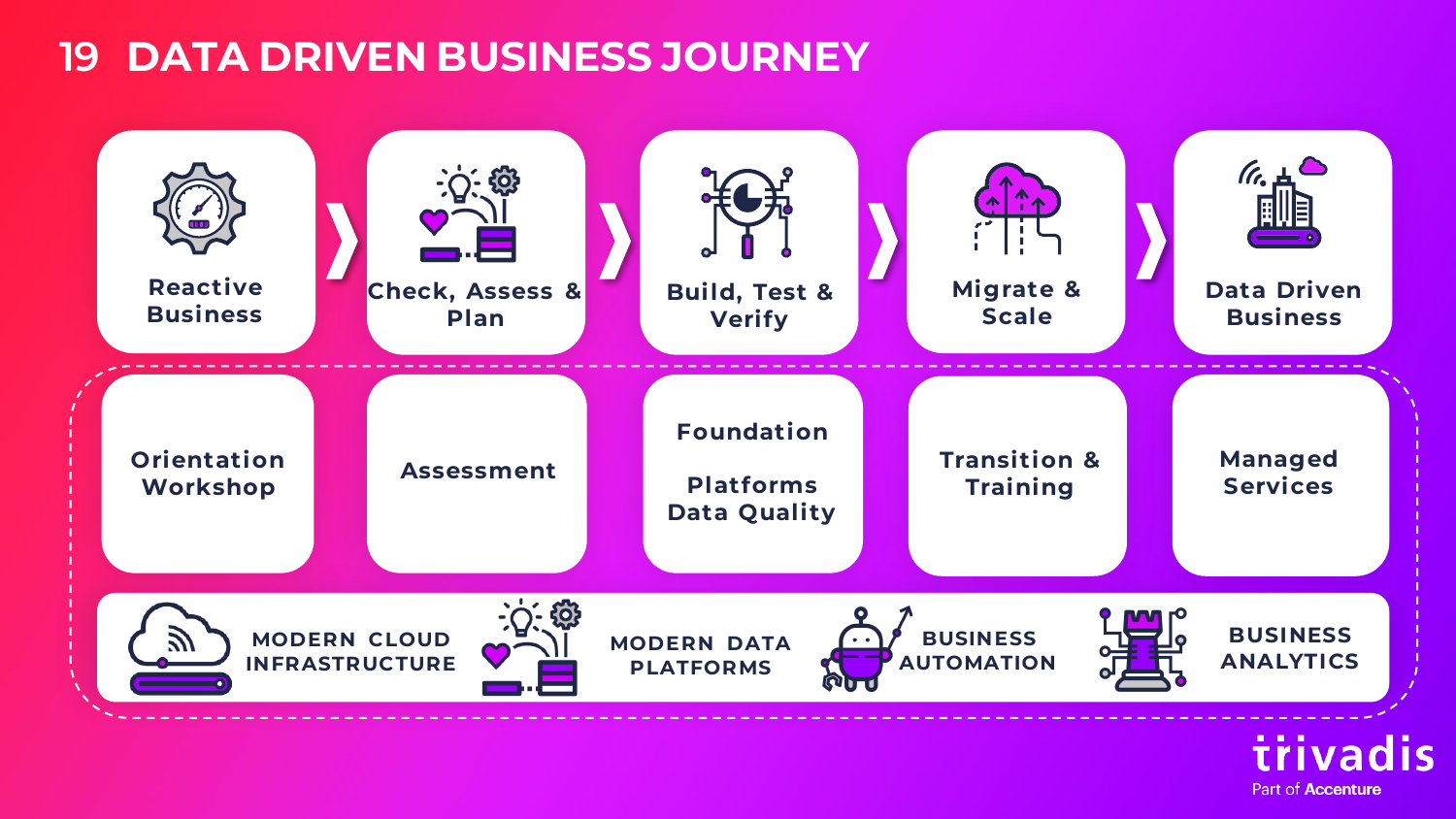# 19 DATA DRIVEN BUSINESS JOURNEY

| Reactive Business | Check, Assess & Plan | Build, Test & Verify | Migrate & Scale | Data Driven Business |
|---|---|---|---|---|
| Orientation Workshop | Assessment | Foundation<br><br>Platforms<br>Data Quality | Transition & Training | Managed Services |

- MODERN CLOUD INFRASTRUCTURE
- MODERN DATA PLATFORMS
- BUSINESS AUTOMATION
- BUSINESS ANALYTICS

trivadis
Part of Accenture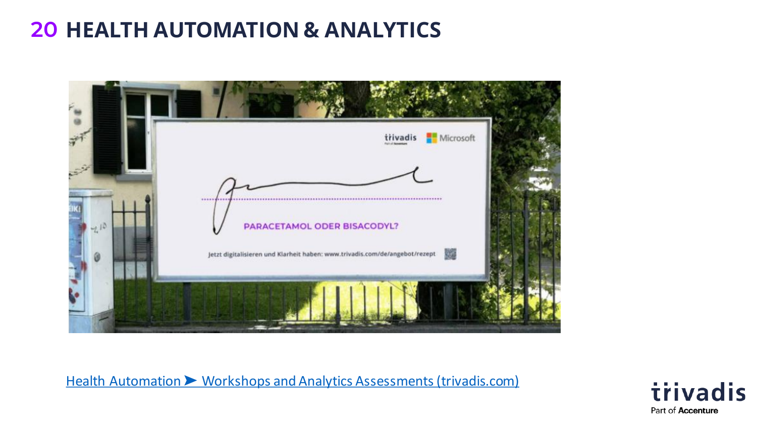# 20 HEALTH AUTOMATION & ANALYTICS

Health Automation ➤ Workshops and Analytics Assessments (trivadis.com)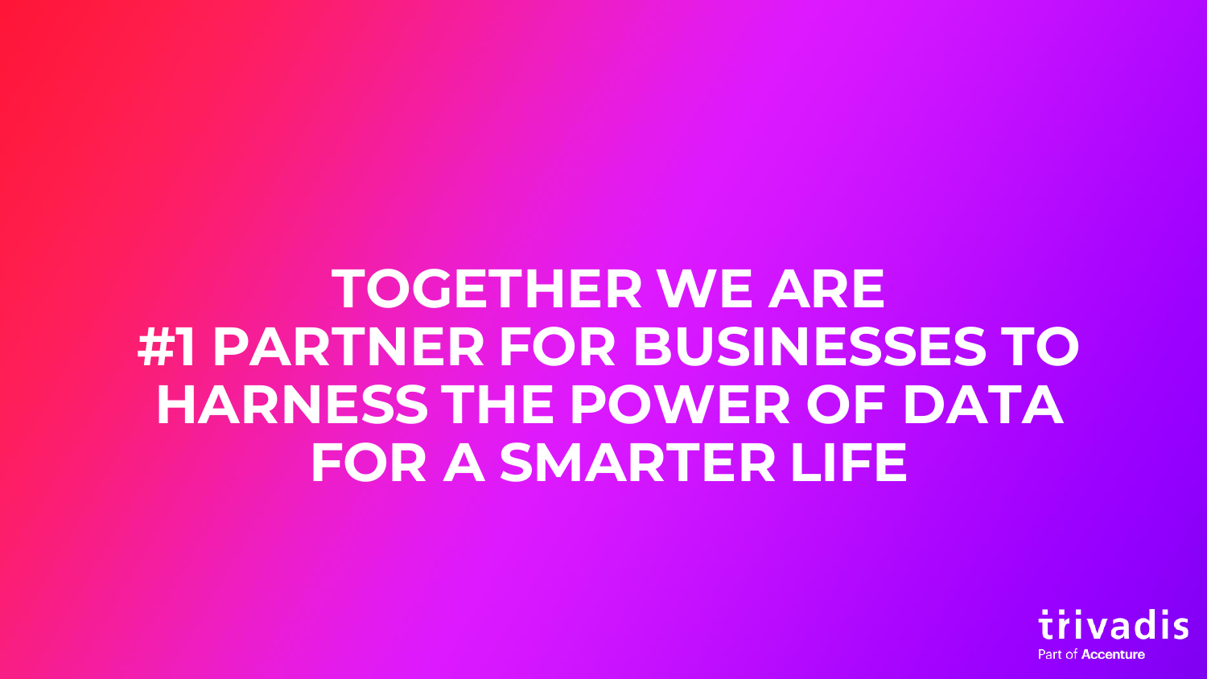# TOGETHER WE ARE #1 PARTNER FOR BUSINESSES TO HARNESS THE POWER OF DATA FOR A SMARTER LIFE

trivadis

Part of Accenture